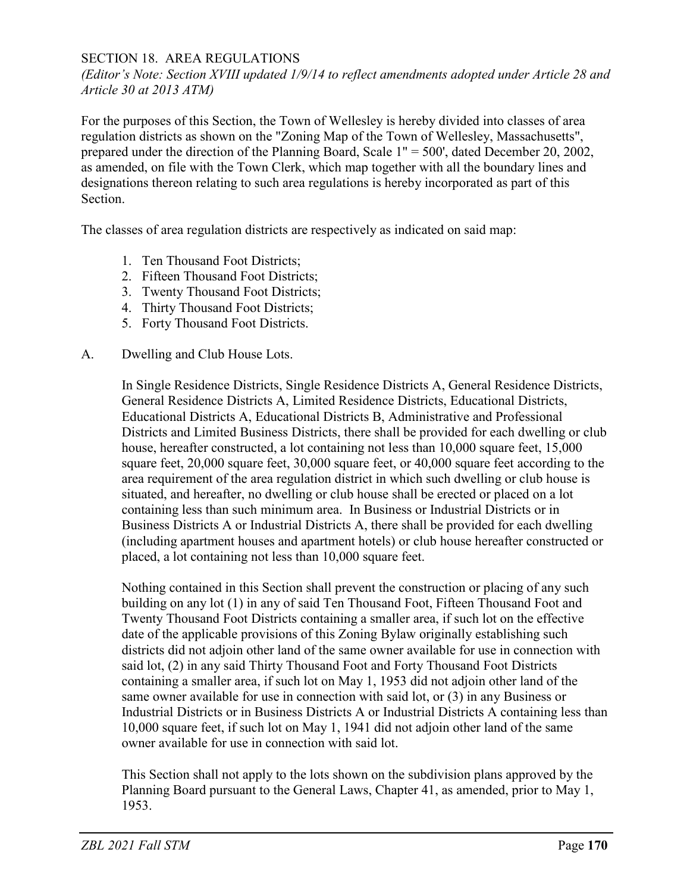## SECTION 18. AREA REGULATIONS

*(Editor's Note: Section XVIII updated 1/9/14 to reflect amendments adopted under Article 28 and Article 30 at 2013 ATM)*

For the purposes of this Section, the Town of Wellesley is hereby divided into classes of area regulation districts as shown on the "Zoning Map of the Town of Wellesley, Massachusetts", prepared under the direction of the Planning Board, Scale 1" = 500', dated December 20, 2002, as amended, on file with the Town Clerk, which map together with all the boundary lines and designations thereon relating to such area regulations is hereby incorporated as part of this Section.

The classes of area regulation districts are respectively as indicated on said map:

1. Ten Thousand Foot Districts;
2. Fifteen Thousand Foot Districts;
3. Twenty Thousand Foot Districts;
4. Thirty Thousand Foot Districts;
5. Forty Thousand Foot Districts.

A. Dwelling and Club House Lots.

In Single Residence Districts, Single Residence Districts A, General Residence Districts, General Residence Districts A, Limited Residence Districts, Educational Districts, Educational Districts A, Educational Districts B, Administrative and Professional Districts and Limited Business Districts, there shall be provided for each dwelling or club house, hereafter constructed, a lot containing not less than 10,000 square feet, 15,000 square feet, 20,000 square feet, 30,000 square feet, or 40,000 square feet according to the area requirement of the area regulation district in which such dwelling or club house is situated, and hereafter, no dwelling or club house shall be erected or placed on a lot containing less than such minimum area. In Business or Industrial Districts or in Business Districts A or Industrial Districts A, there shall be provided for each dwelling (including apartment houses and apartment hotels) or club house hereafter constructed or placed, a lot containing not less than 10,000 square feet.

Nothing contained in this Section shall prevent the construction or placing of any such building on any lot (1) in any of said Ten Thousand Foot, Fifteen Thousand Foot and Twenty Thousand Foot Districts containing a smaller area, if such lot on the effective date of the applicable provisions of this Zoning Bylaw originally establishing such districts did not adjoin other land of the same owner available for use in connection with said lot, (2) in any said Thirty Thousand Foot and Forty Thousand Foot Districts containing a smaller area, if such lot on May 1, 1953 did not adjoin other land of the same owner available for use in connection with said lot, or (3) in any Business or Industrial Districts or in Business Districts A or Industrial Districts A containing less than 10,000 square feet, if such lot on May 1, 1941 did not adjoin other land of the same owner available for use in connection with said lot.

This Section shall not apply to the lots shown on the subdivision plans approved by the Planning Board pursuant to the General Laws, Chapter 41, as amended, prior to May 1, 1953.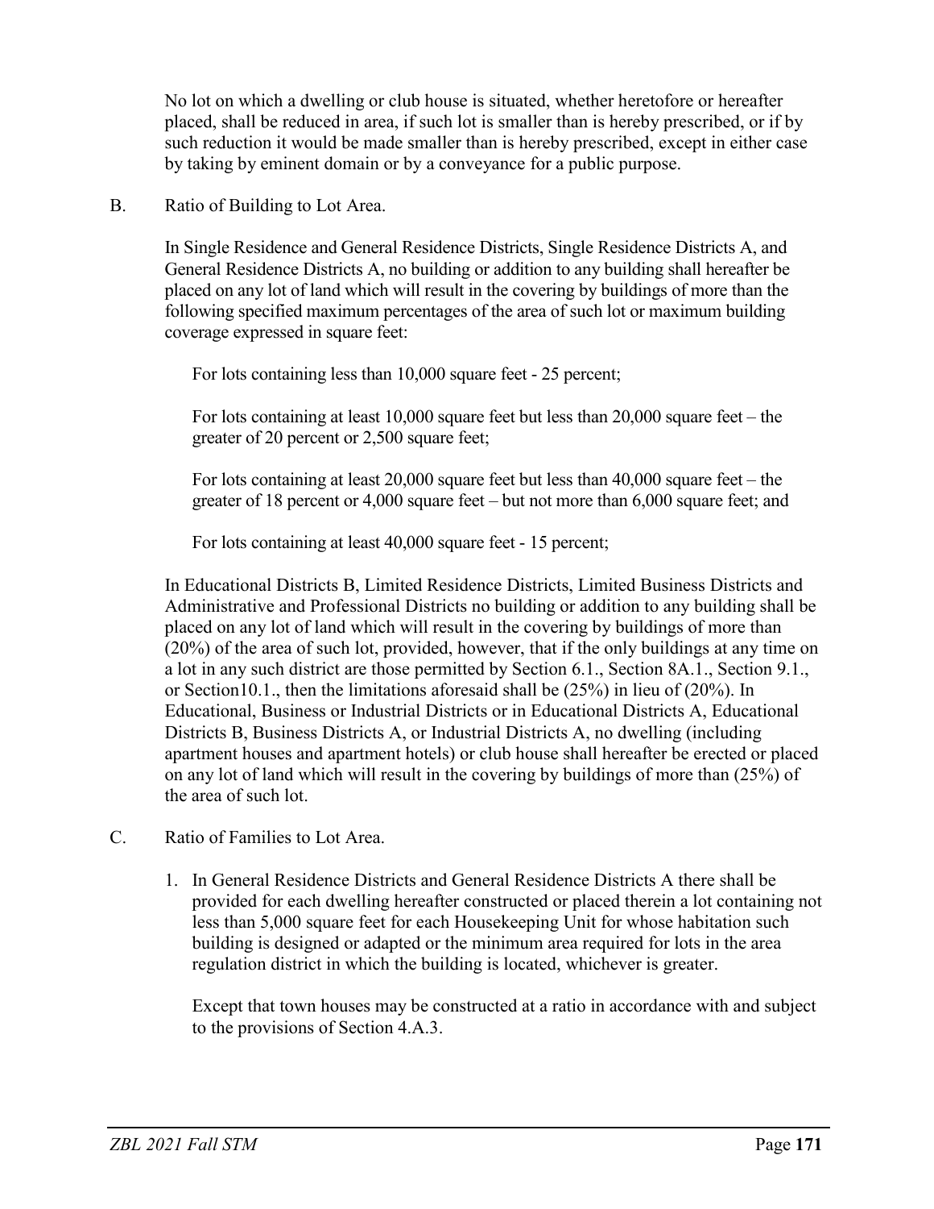No lot on which a dwelling or club house is situated, whether heretofore or hereafter placed, shall be reduced in area, if such lot is smaller than is hereby prescribed, or if by such reduction it would be made smaller than is hereby prescribed, except in either case by taking by eminent domain or by a conveyance for a public purpose.

B. Ratio of Building to Lot Area.

In Single Residence and General Residence Districts, Single Residence Districts A, and General Residence Districts A, no building or addition to any building shall hereafter be placed on any lot of land which will result in the covering by buildings of more than the following specified maximum percentages of the area of such lot or maximum building coverage expressed in square feet:

For lots containing less than 10,000 square feet - 25 percent;

For lots containing at least 10,000 square feet but less than 20,000 square feet – the greater of 20 percent or 2,500 square feet;

For lots containing at least 20,000 square feet but less than 40,000 square feet – the greater of 18 percent or 4,000 square feet – but not more than 6,000 square feet; and

For lots containing at least 40,000 square feet - 15 percent;

In Educational Districts B, Limited Residence Districts, Limited Business Districts and Administrative and Professional Districts no building or addition to any building shall be placed on any lot of land which will result in the covering by buildings of more than (20%) of the area of such lot, provided, however, that if the only buildings at any time on a lot in any such district are those permitted by Section 6.1., Section 8A.1., Section 9.1., or Section10.1., then the limitations aforesaid shall be (25%) in lieu of (20%). In Educational, Business or Industrial Districts or in Educational Districts A, Educational Districts B, Business Districts A, or Industrial Districts A, no dwelling (including apartment houses and apartment hotels) or club house shall hereafter be erected or placed on any lot of land which will result in the covering by buildings of more than (25%) of the area of such lot.

C. Ratio of Families to Lot Area.

1. In General Residence Districts and General Residence Districts A there shall be provided for each dwelling hereafter constructed or placed therein a lot containing not less than 5,000 square feet for each Housekeeping Unit for whose habitation such building is designed or adapted or the minimum area required for lots in the area regulation district in which the building is located, whichever is greater.

   Except that town houses may be constructed at a ratio in accordance with and subject to the provisions of Section 4.A.3.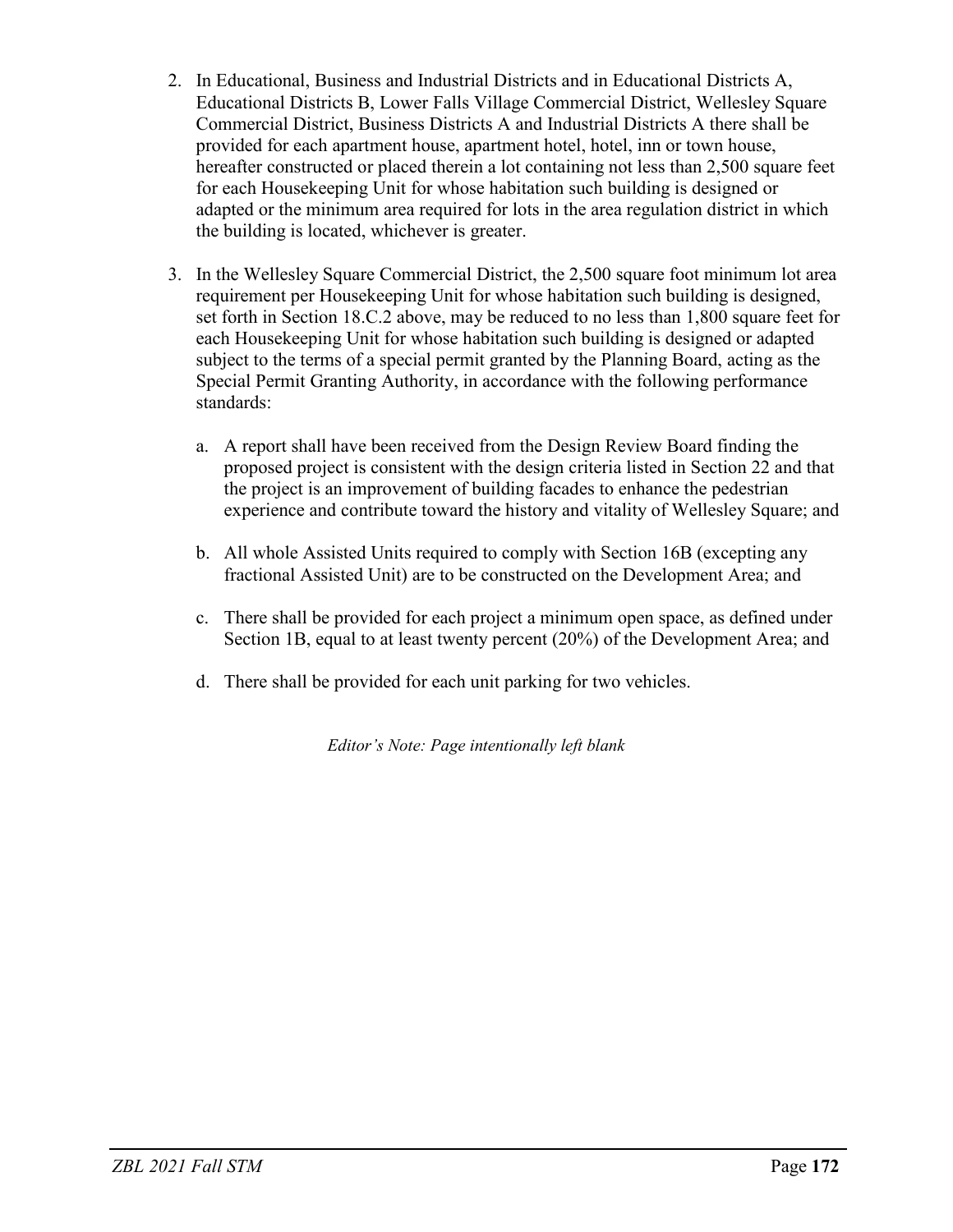2. In Educational, Business and Industrial Districts and in Educational Districts A, Educational Districts B, Lower Falls Village Commercial District, Wellesley Square Commercial District, Business Districts A and Industrial Districts A there shall be provided for each apartment house, apartment hotel, hotel, inn or town house, hereafter constructed or placed therein a lot containing not less than 2,500 square feet for each Housekeeping Unit for whose habitation such building is designed or adapted or the minimum area required for lots in the area regulation district in which the building is located, whichever is greater.

3. In the Wellesley Square Commercial District, the 2,500 square foot minimum lot area requirement per Housekeeping Unit for whose habitation such building is designed, set forth in Section 18.C.2 above, may be reduced to no less than 1,800 square feet for each Housekeeping Unit for whose habitation such building is designed or adapted subject to the terms of a special permit granted by the Planning Board, acting as the Special Permit Granting Authority, in accordance with the following performance standards:

   a. A report shall have been received from the Design Review Board finding the proposed project is consistent with the design criteria listed in Section 22 and that the project is an improvement of building facades to enhance the pedestrian experience and contribute toward the history and vitality of Wellesley Square; and

   b. All whole Assisted Units required to comply with Section 16B (excepting any fractional Assisted Unit) are to be constructed on the Development Area; and

   c. There shall be provided for each project a minimum open space, as defined under Section 1B, equal to at least twenty percent (20%) of the Development Area; and

   d. There shall be provided for each unit parking for two vehicles.

*Editor's Note: Page intentionally left blank*